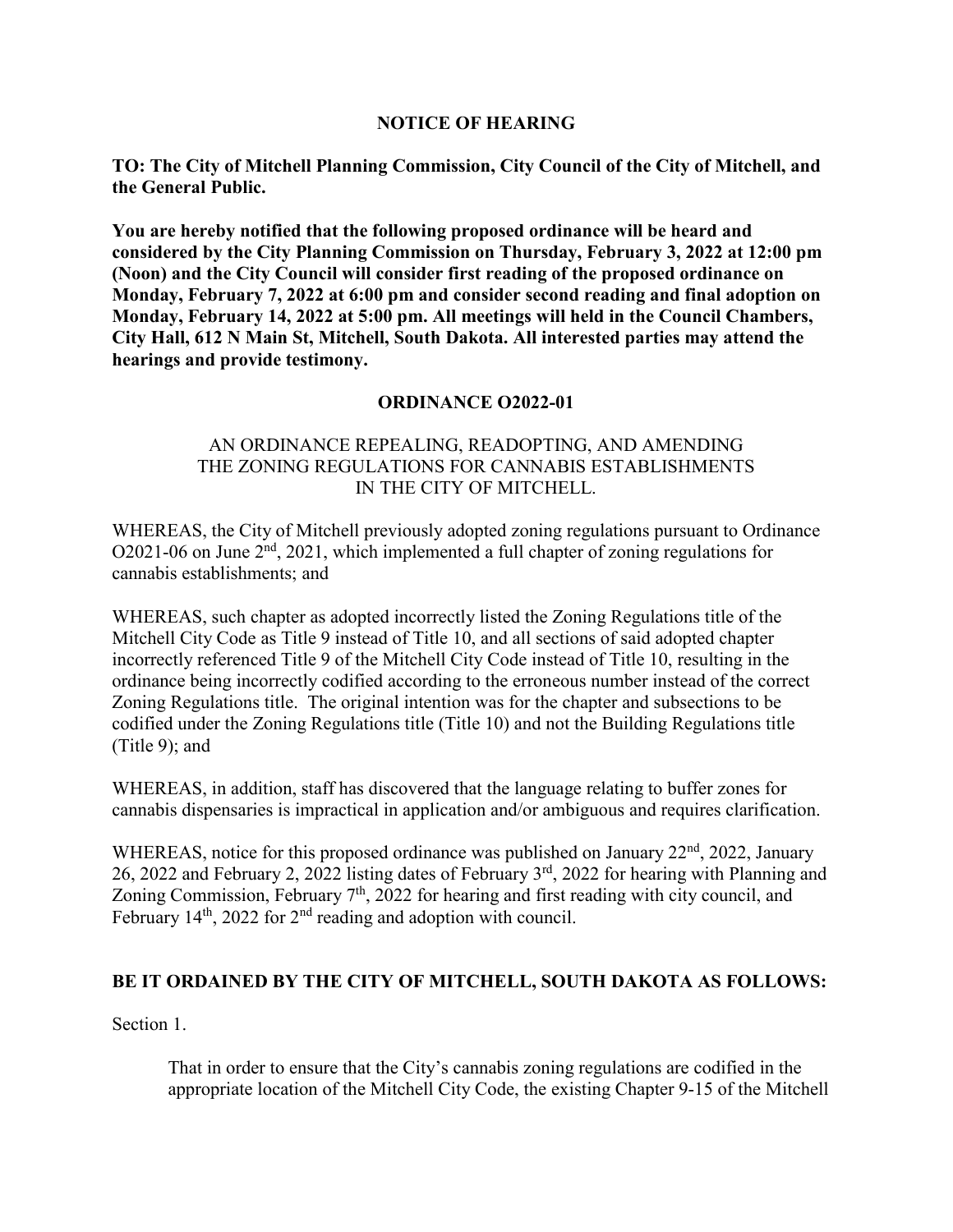**NOTICE OF HEARING**

**TO: The City of Mitchell Planning Commission, City Council of the City of Mitchell, and the General Public.**

**You are hereby notified that the following proposed ordinance will be heard and considered by the City Planning Commission on Thursday, February 3, 2022 at 12:00 pm (Noon) and the City Council will consider first reading of the proposed ordinance on Monday, February 7, 2022 at 6:00 pm and consider second reading and final adoption on Monday, February 14, 2022 at 5:00 pm. All meetings will held in the Council Chambers, City Hall, 612 N Main St, Mitchell, South Dakota. All interested parties may attend the hearings and provide testimony.**

**ORDINANCE O2022-01**

AN ORDINANCE REPEALING, READOPTING, AND AMENDING THE ZONING REGULATIONS FOR CANNABIS ESTABLISHMENTS IN THE CITY OF MITCHELL.

WHEREAS, the City of Mitchell previously adopted zoning regulations pursuant to Ordinance O2021-06 on June 2nd, 2021, which implemented a full chapter of zoning regulations for cannabis establishments; and

WHEREAS, such chapter as adopted incorrectly listed the Zoning Regulations title of the Mitchell City Code as Title 9 instead of Title 10, and all sections of said adopted chapter incorrectly referenced Title 9 of the Mitchell City Code instead of Title 10, resulting in the ordinance being incorrectly codified according to the erroneous number instead of the correct Zoning Regulations title. The original intention was for the chapter and subsections to be codified under the Zoning Regulations title (Title 10) and not the Building Regulations title (Title 9); and

WHEREAS, in addition, staff has discovered that the language relating to buffer zones for cannabis dispensaries is impractical in application and/or ambiguous and requires clarification.

WHEREAS, notice for this proposed ordinance was published on January 22nd, 2022, January 26, 2022 and February 2, 2022 listing dates of February 3rd, 2022 for hearing with Planning and Zoning Commission, February 7th, 2022 for hearing and first reading with city council, and February 14th, 2022 for 2nd reading and adoption with council.

**BE IT ORDAINED BY THE CITY OF MITCHELL, SOUTH DAKOTA AS FOLLOWS:**

Section 1.

That in order to ensure that the City's cannabis zoning regulations are codified in the appropriate location of the Mitchell City Code, the existing Chapter 9-15 of the Mitchell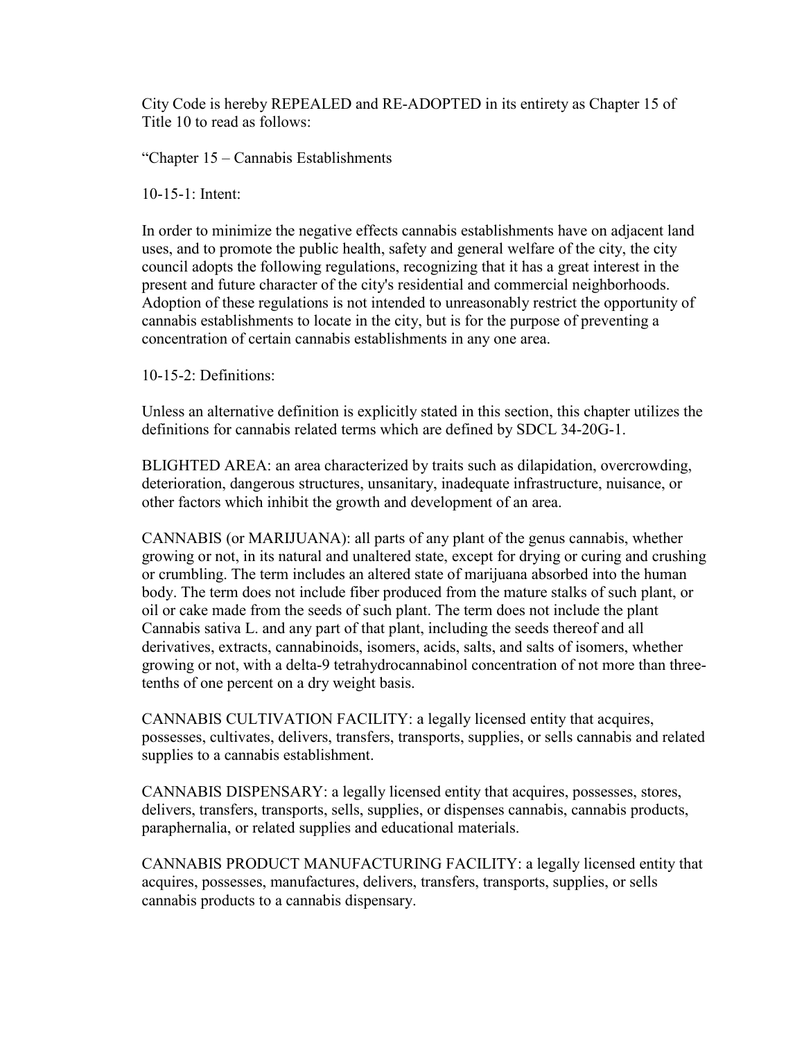City Code is hereby REPEALED and RE-ADOPTED in its entirety as Chapter 15 of Title 10 to read as follows:

"Chapter 15 – Cannabis Establishments

10-15-1: Intent:

In order to minimize the negative effects cannabis establishments have on adjacent land uses, and to promote the public health, safety and general welfare of the city, the city council adopts the following regulations, recognizing that it has a great interest in the present and future character of the city's residential and commercial neighborhoods. Adoption of these regulations is not intended to unreasonably restrict the opportunity of cannabis establishments to locate in the city, but is for the purpose of preventing a concentration of certain cannabis establishments in any one area.

10-15-2: Definitions:

Unless an alternative definition is explicitly stated in this section, this chapter utilizes the definitions for cannabis related terms which are defined by SDCL 34-20G-1.

BLIGHTED AREA: an area characterized by traits such as dilapidation, overcrowding, deterioration, dangerous structures, unsanitary, inadequate infrastructure, nuisance, or other factors which inhibit the growth and development of an area.

CANNABIS (or MARIJUANA): all parts of any plant of the genus cannabis, whether growing or not, in its natural and unaltered state, except for drying or curing and crushing or crumbling. The term includes an altered state of marijuana absorbed into the human body. The term does not include fiber produced from the mature stalks of such plant, or oil or cake made from the seeds of such plant. The term does not include the plant Cannabis sativa L. and any part of that plant, including the seeds thereof and all derivatives, extracts, cannabinoids, isomers, acids, salts, and salts of isomers, whether growing or not, with a delta-9 tetrahydrocannabinol concentration of not more than three-tenths of one percent on a dry weight basis.

CANNABIS CULTIVATION FACILITY: a legally licensed entity that acquires, possesses, cultivates, delivers, transfers, transports, supplies, or sells cannabis and related supplies to a cannabis establishment.

CANNABIS DISPENSARY: a legally licensed entity that acquires, possesses, stores, delivers, transfers, transports, sells, supplies, or dispenses cannabis, cannabis products, paraphernalia, or related supplies and educational materials.

CANNABIS PRODUCT MANUFACTURING FACILITY: a legally licensed entity that acquires, possesses, manufactures, delivers, transfers, transports, supplies, or sells cannabis products to a cannabis dispensary.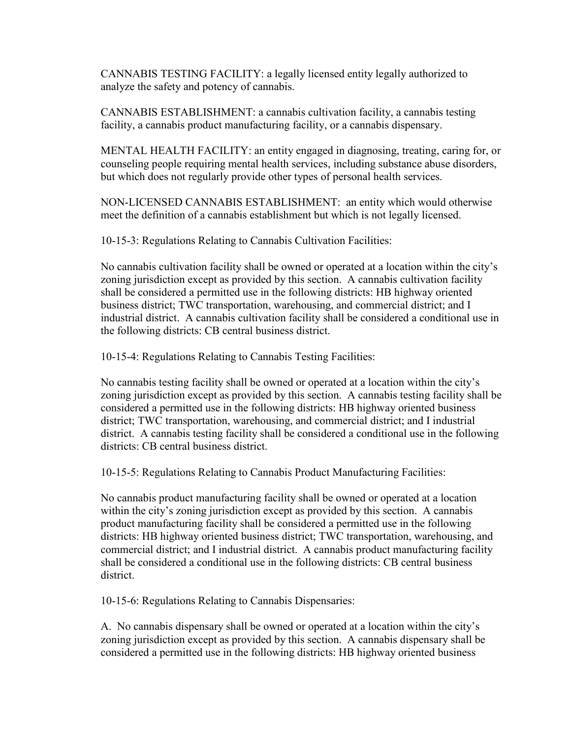CANNABIS TESTING FACILITY: a legally licensed entity legally authorized to analyze the safety and potency of cannabis.

CANNABIS ESTABLISHMENT: a cannabis cultivation facility, a cannabis testing facility, a cannabis product manufacturing facility, or a cannabis dispensary.

MENTAL HEALTH FACILITY: an entity engaged in diagnosing, treating, caring for, or counseling people requiring mental health services, including substance abuse disorders, but which does not regularly provide other types of personal health services.

NON-LICENSED CANNABIS ESTABLISHMENT: an entity which would otherwise meet the definition of a cannabis establishment but which is not legally licensed.

10-15-3: Regulations Relating to Cannabis Cultivation Facilities:

No cannabis cultivation facility shall be owned or operated at a location within the city's zoning jurisdiction except as provided by this section. A cannabis cultivation facility shall be considered a permitted use in the following districts: HB highway oriented business district; TWC transportation, warehousing, and commercial district; and I industrial district. A cannabis cultivation facility shall be considered a conditional use in the following districts: CB central business district.

10-15-4: Regulations Relating to Cannabis Testing Facilities:

No cannabis testing facility shall be owned or operated at a location within the city's zoning jurisdiction except as provided by this section. A cannabis testing facility shall be considered a permitted use in the following districts: HB highway oriented business district; TWC transportation, warehousing, and commercial district; and I industrial district. A cannabis testing facility shall be considered a conditional use in the following districts: CB central business district.

10-15-5: Regulations Relating to Cannabis Product Manufacturing Facilities:

No cannabis product manufacturing facility shall be owned or operated at a location within the city's zoning jurisdiction except as provided by this section. A cannabis product manufacturing facility shall be considered a permitted use in the following districts: HB highway oriented business district; TWC transportation, warehousing, and commercial district; and I industrial district. A cannabis product manufacturing facility shall be considered a conditional use in the following districts: CB central business district.

10-15-6: Regulations Relating to Cannabis Dispensaries:

A. No cannabis dispensary shall be owned or operated at a location within the city's zoning jurisdiction except as provided by this section. A cannabis dispensary shall be considered a permitted use in the following districts: HB highway oriented business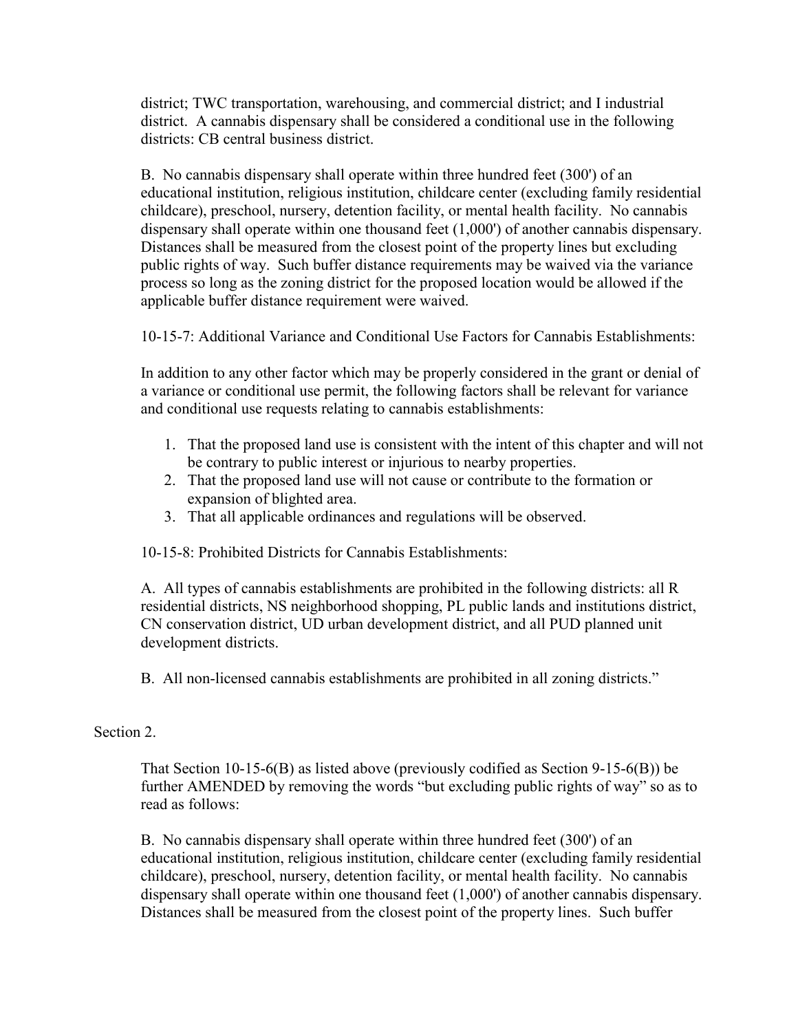district; TWC transportation, warehousing, and commercial district; and I industrial district. A cannabis dispensary shall be considered a conditional use in the following districts: CB central business district.

B. No cannabis dispensary shall operate within three hundred feet (300') of an educational institution, religious institution, childcare center (excluding family residential childcare), preschool, nursery, detention facility, or mental health facility. No cannabis dispensary shall operate within one thousand feet (1,000') of another cannabis dispensary. Distances shall be measured from the closest point of the property lines but excluding public rights of way. Such buffer distance requirements may be waived via the variance process so long as the zoning district for the proposed location would be allowed if the applicable buffer distance requirement were waived.

10-15-7: Additional Variance and Conditional Use Factors for Cannabis Establishments:

In addition to any other factor which may be properly considered in the grant or denial of a variance or conditional use permit, the following factors shall be relevant for variance and conditional use requests relating to cannabis establishments:

1. That the proposed land use is consistent with the intent of this chapter and will not be contrary to public interest or injurious to nearby properties.
2. That the proposed land use will not cause or contribute to the formation or expansion of blighted area.
3. That all applicable ordinances and regulations will be observed.

10-15-8: Prohibited Districts for Cannabis Establishments:

A. All types of cannabis establishments are prohibited in the following districts: all R residential districts, NS neighborhood shopping, PL public lands and institutions district, CN conservation district, UD urban development district, and all PUD planned unit development districts.

B. All non-licensed cannabis establishments are prohibited in all zoning districts."

Section 2.

That Section 10-15-6(B) as listed above (previously codified as Section 9-15-6(B)) be further AMENDED by removing the words "but excluding public rights of way" so as to read as follows:

B. No cannabis dispensary shall operate within three hundred feet (300') of an educational institution, religious institution, childcare center (excluding family residential childcare), preschool, nursery, detention facility, or mental health facility. No cannabis dispensary shall operate within one thousand feet (1,000') of another cannabis dispensary. Distances shall be measured from the closest point of the property lines. Such buffer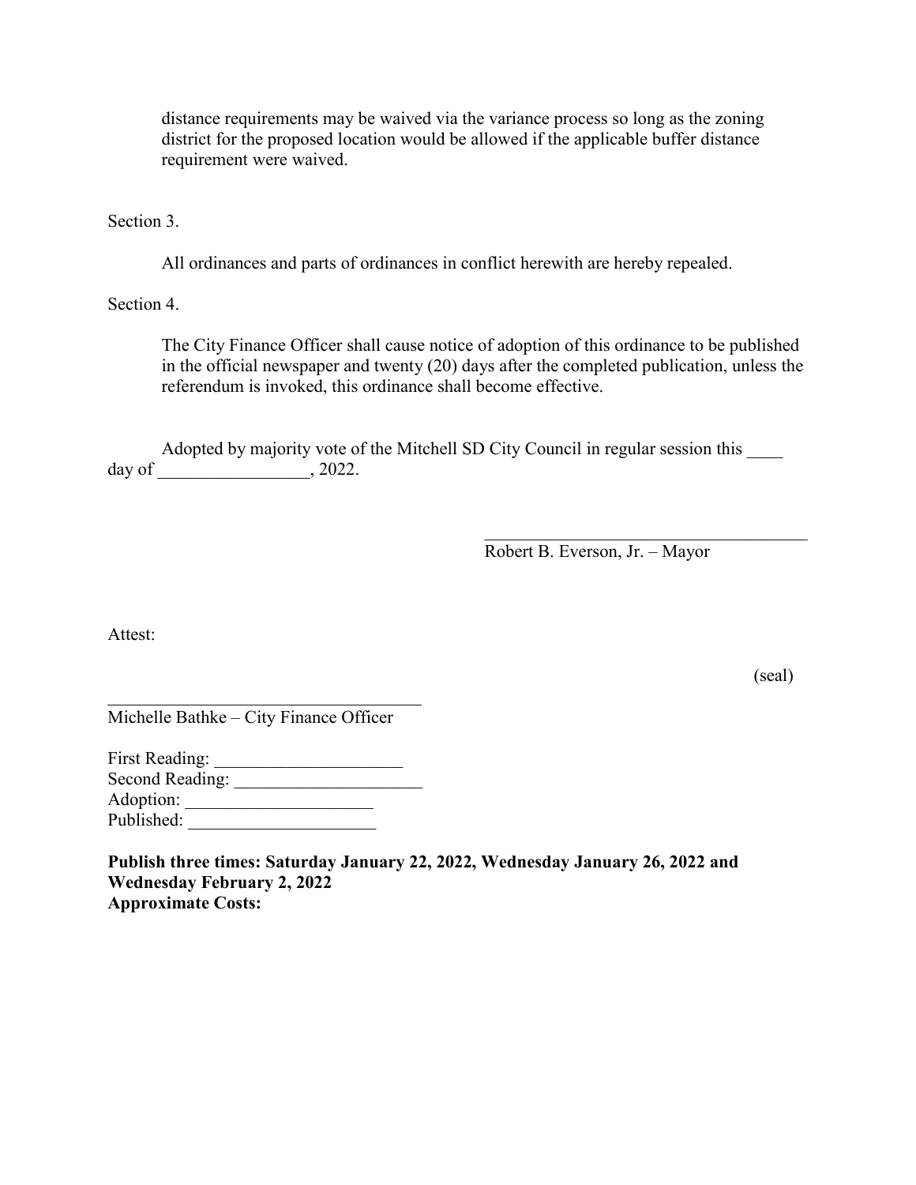distance requirements may be waived via the variance process so long as the zoning district for the proposed location would be allowed if the applicable buffer distance requirement were waived.

Section 3.

All ordinances and parts of ordinances in conflict herewith are hereby repealed.

Section 4.

The City Finance Officer shall cause notice of adoption of this ordinance to be published in the official newspaper and twenty (20) days after the completed publication, unless the referendum is invoked, this ordinance shall become effective.

Adopted by majority vote of the Mitchell SD City Council in regular session this ____ day of _________________, 2022.

_____________________________________
Robert B. Everson, Jr. – Mayor

Attest:

(seal)

_____________________________________
Michelle Bathke – City Finance Officer

First Reading: _____________________
Second Reading: _____________________
Adoption: _____________________
Published: _____________________

**Publish three times: Saturday January 22, 2022, Wednesday January 26, 2022 and Wednesday February 2, 2022**
**Approximate Costs:**